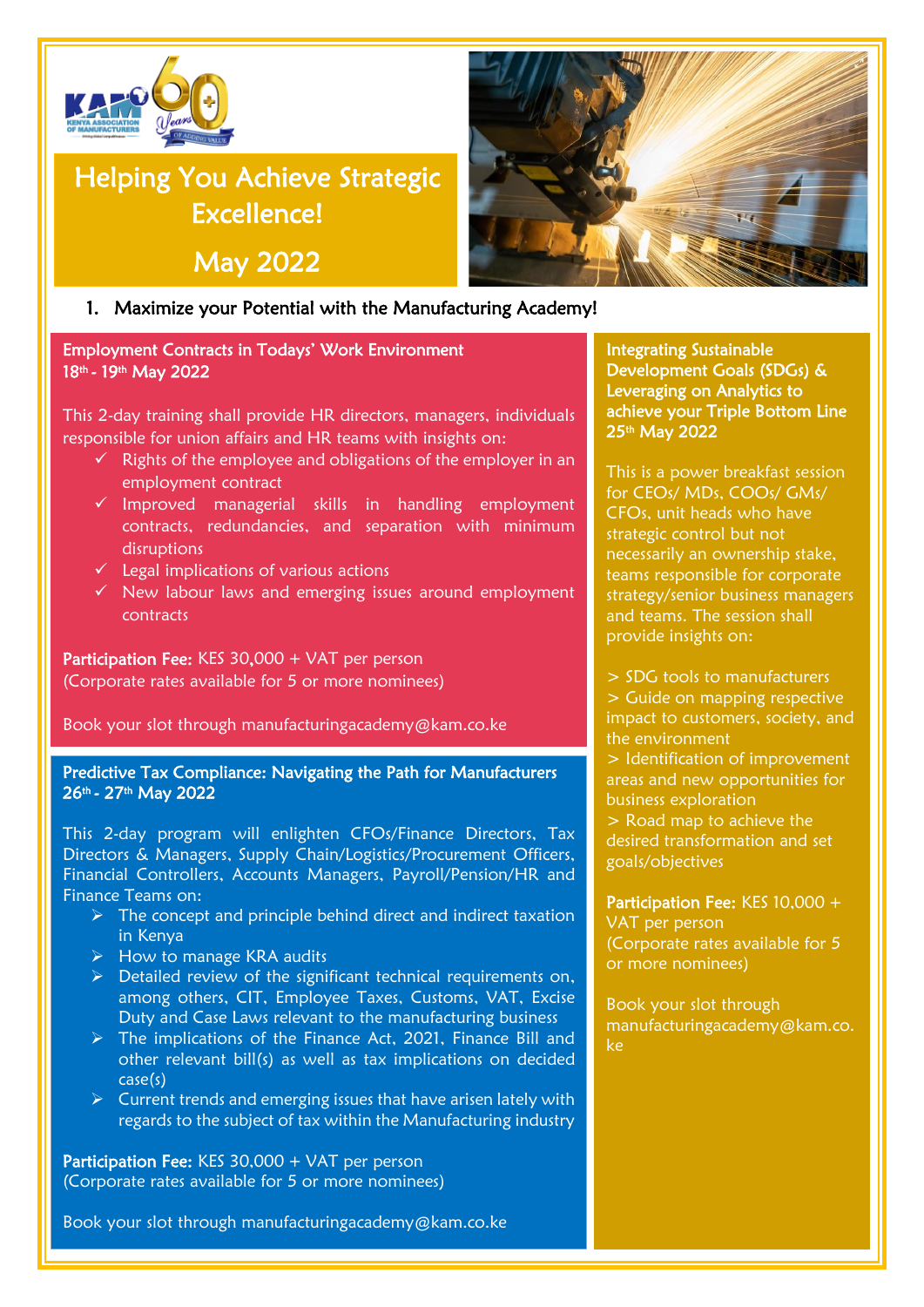# Helping You Achieve Strategic Excellence!

## May 2022

1. Maximize your Potential with the Manufacturing Academy!

### Employment Contracts in Todays' Work Environment
**18th - 19th May 2022**

This 2-day training shall provide HR directors, managers, individuals responsible for union affairs and HR teams with insights on:

- ✓ Rights of the employee and obligations of the employer in an employment contract
- ✓ Improved managerial skills in handling employment contracts, redundancies, and separation with minimum disruptions
- ✓ Legal implications of various actions
- ✓ New labour laws and emerging issues around employment contracts

**Participation Fee:** KES 30,000 + VAT per person
(Corporate rates available for 5 or more nominees)

Book your slot through manufacturingacademy@kam.co.ke

### Predictive Tax Compliance: Navigating the Path for Manufacturers
**26th - 27th May 2022**

This 2-day program will enlighten CFOs/Finance Directors, Tax Directors & Managers, Supply Chain/Logistics/Procurement Officers, Financial Controllers, Accounts Managers, Payroll/Pension/HR and Finance Teams on:

- ➢ The concept and principle behind direct and indirect taxation in Kenya
- ➢ How to manage KRA audits
- ➢ Detailed review of the significant technical requirements on, among others, CIT, Employee Taxes, Customs, VAT, Excise Duty and Case Laws relevant to the manufacturing business
- ➢ The implications of the Finance Act, 2021, Finance Bill and other relevant bill(s) as well as tax implications on decided case(s)
- ➢ Current trends and emerging issues that have arisen lately with regards to the subject of tax within the Manufacturing industry

**Participation Fee:** KES 30,000 + VAT per person
(Corporate rates available for 5 or more nominees)

Book your slot through manufacturingacademy@kam.co.ke

### Integrating Sustainable Development Goals (SDGs) & Leveraging on Analytics to achieve your Triple Bottom Line
**25th May 2022**

This is a power breakfast session for CEOs/ MDs, COOs/ GMs/ CFOs, unit heads who have strategic control but not necessarily an ownership stake, teams responsible for corporate strategy/senior business managers and teams. The session shall provide insights on:

> SDG tools to manufacturers
> Guide on mapping respective impact to customers, society, and the environment
> Identification of improvement areas and new opportunities for business exploration
> Road map to achieve the desired transformation and set goals/objectives

**Participation Fee:** KES 10,000 + VAT per person
(Corporate rates available for 5 or more nominees)

Book your slot through manufacturingacademy@kam.co.ke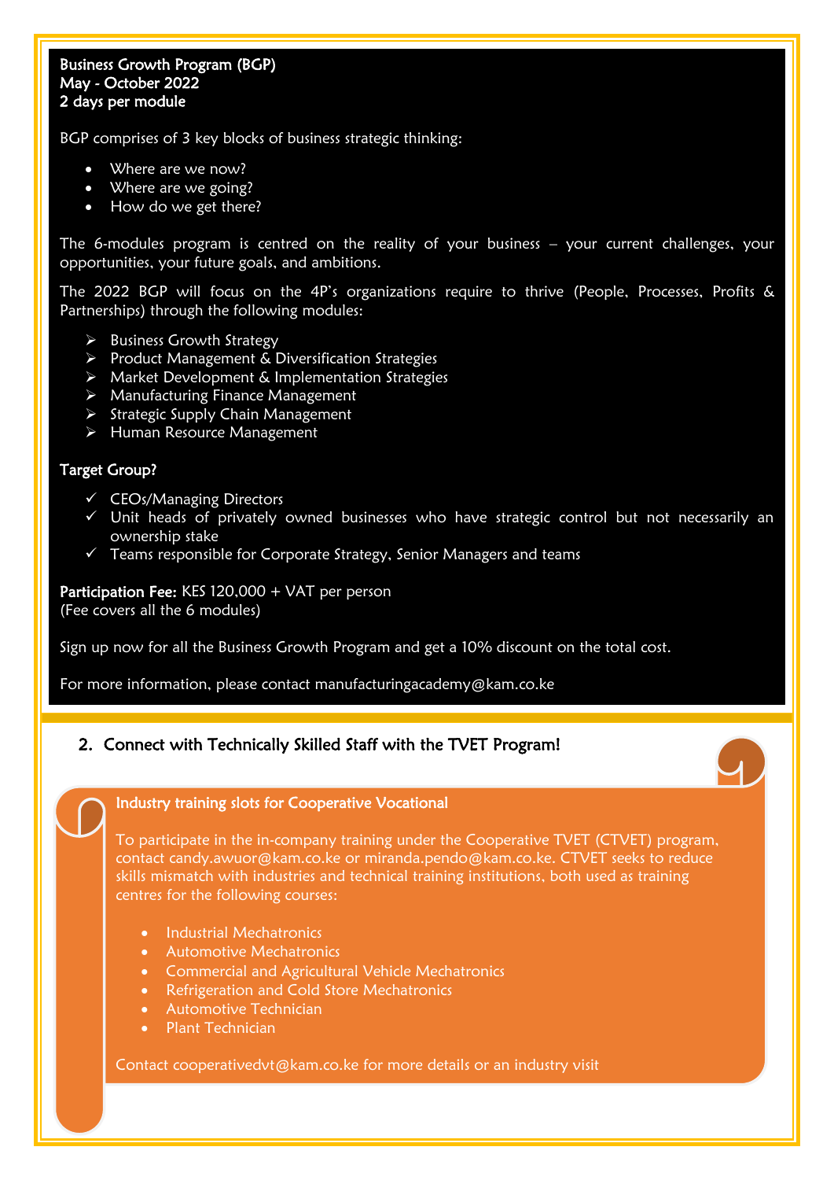**Business Growth Program (BGP)**
**May - October 2022**
**2 days per module**

BGP comprises of 3 key blocks of business strategic thinking:

- Where are we now?
- Where are we going?
- How do we get there?

The 6-modules program is centred on the reality of your business – your current challenges, your opportunities, your future goals, and ambitions.

The 2022 BGP will focus on the 4P's organizations require to thrive (People, Processes, Profits & Partnerships) through the following modules:

- Business Growth Strategy
- Product Management & Diversification Strategies
- Market Development & Implementation Strategies
- Manufacturing Finance Management
- Strategic Supply Chain Management
- Human Resource Management

**Target Group?**

- ✓ CEOs/Managing Directors
- ✓ Unit heads of privately owned businesses who have strategic control but not necessarily an ownership stake
- ✓ Teams responsible for Corporate Strategy, Senior Managers and teams

**Participation Fee:** KES 120,000 + VAT per person
(Fee covers all the 6 modules)

Sign up now for all the Business Growth Program and get a 10% discount on the total cost.

For more information, please contact manufacturingacademy@kam.co.ke

## 2. Connect with Technically Skilled Staff with the TVET Program!

**Industry training slots for Cooperative Vocational**

To participate in the in-company training under the Cooperative TVET (CTVET) program, contact candy.awuor@kam.co.ke or miranda.pendo@kam.co.ke. CTVET seeks to reduce skills mismatch with industries and technical training institutions, both used as training centres for the following courses:

- Industrial Mechatronics
- Automotive Mechatronics
- Commercial and Agricultural Vehicle Mechatronics
- Refrigeration and Cold Store Mechatronics
- Automotive Technician
- Plant Technician

Contact cooperativedvt@kam.co.ke for more details or an industry visit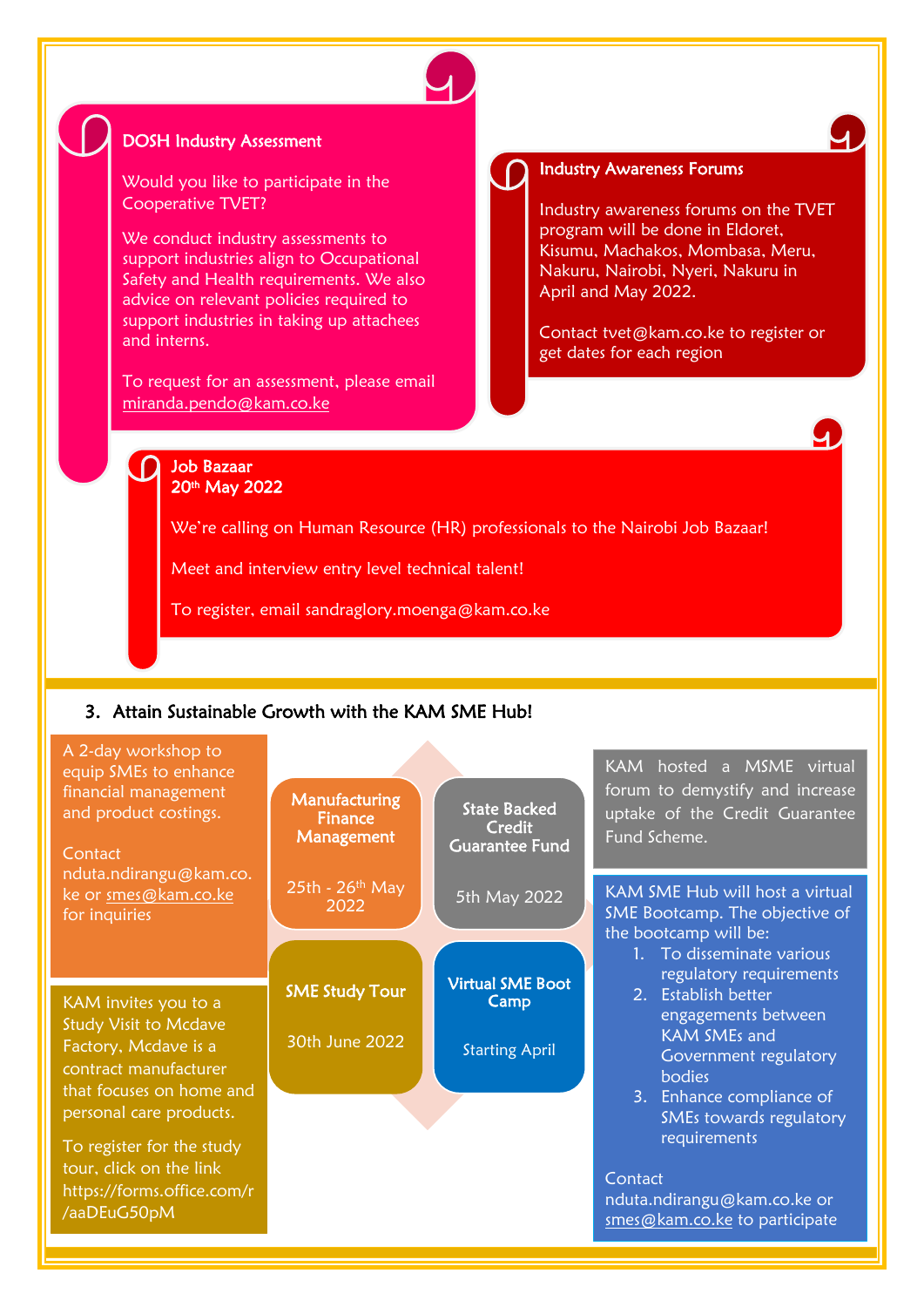### DOSH Industry Assessment

Would you like to participate in the Cooperative TVET?

We conduct industry assessments to support industries align to Occupational Safety and Health requirements. We also advice on relevant policies required to support industries in taking up attachees and interns.

To request for an assessment, please email miranda.pendo@kam.co.ke

### Industry Awareness Forums

Industry awareness forums on the TVET program will be done in Eldoret, Kisumu, Machakos, Mombasa, Meru, Nakuru, Nairobi, Nyeri, Nakuru in April and May 2022.

Contact tvet@kam.co.ke to register or get dates for each region

### Job Bazaar
**20th May 2022**

We're calling on Human Resource (HR) professionals to the Nairobi Job Bazaar!

Meet and interview entry level technical talent!

To register, email sandraglory.moenga@kam.co.ke

## 3. Attain Sustainable Growth with the KAM SME Hub!

**Manufacturing Finance Management**

25th - 26th May 2022

A 2-day workshop to equip SMEs to enhance financial management and product costings.

Contact nduta.ndirangu@kam.co.ke or smes@kam.co.ke for inquiries

**State Backed Credit Guarantee Fund**

5th May 2022

KAM hosted a MSME virtual forum to demystify and increase uptake of the Credit Guarantee Fund Scheme.

**SME Study Tour**

30th June 2022

KAM invites you to a Study Visit to Mcdave Factory, Mcdave is a contract manufacturer that focuses on home and personal care products.

To register for the study tour, click on the link https://forms.office.com/r/aaDEuG50pM

**Virtual SME Boot Camp**

Starting April

KAM SME Hub will host a virtual SME Bootcamp. The objective of the bootcamp will be:

1. To disseminate various regulatory requirements
2. Establish better engagements between KAM SMEs and Government regulatory bodies
3. Enhance compliance of SMEs towards regulatory requirements

Contact nduta.ndirangu@kam.co.ke or smes@kam.co.ke to participate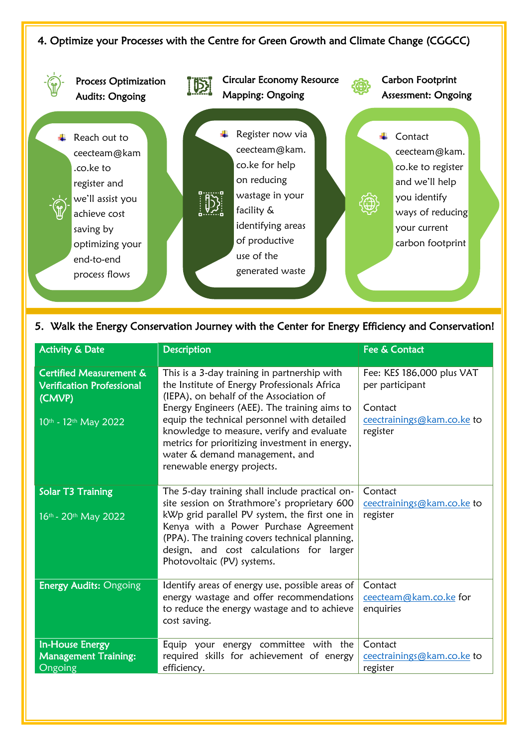## 4. Optimize your Processes with the Centre for Green Growth and Climate Change (CGGCC)

**Process Optimization Audits: Ongoing**

- Reach out to ceecteam@kam.co.ke to register and we'll assist you achieve cost saving by optimizing your end-to-end process flows

**Circular Economy Resource Mapping: Ongoing**

- Register now via ceecteam@kam.co.ke for help on reducing wastage in your facility & identifying areas of productive use of the generated waste

**Carbon Footprint Assessment: Ongoing**

- Contact ceecteam@kam.co.ke to register and we'll help you identify ways of reducing your current carbon footprint

## 5. Walk the Energy Conservation Journey with the Center for Energy Efficiency and Conservation!

| Activity & Date | Description | Fee & Contact |
|---|---|---|
| **Certified Measurement & Verification Professional (CMVP)**<br><br>10th - 12th May 2022 | This is a 3-day training in partnership with the Institute of Energy Professionals Africa (IEPA), on behalf of the Association of Energy Engineers (AEE). The training aims to equip the technical personnel with detailed knowledge to measure, verify and evaluate metrics for prioritizing investment in energy, water & demand management, and renewable energy projects. | Fee: KES 186,000 plus VAT per participant<br><br>Contact ceectrainings@kam.co.ke to register |
| **Solar T3 Training**<br><br>16th - 20th May 2022 | The 5-day training shall include practical on-site session on Strathmore's proprietary 600 kWp grid parallel PV system, the first one in Kenya with a Power Purchase Agreement (PPA). The training covers technical planning, design, and cost calculations for larger Photovoltaic (PV) systems. | Contact ceectrainings@kam.co.ke to register |
| **Energy Audits:** Ongoing | Identify areas of energy use, possible areas of energy wastage and offer recommendations to reduce the energy wastage and to achieve cost saving. | Contact ceecteam@kam.co.ke for enquiries |
| **In-House Energy Management Training:** Ongoing | Equip your energy committee with the required skills for achievement of energy efficiency. | Contact ceectrainings@kam.co.ke to register |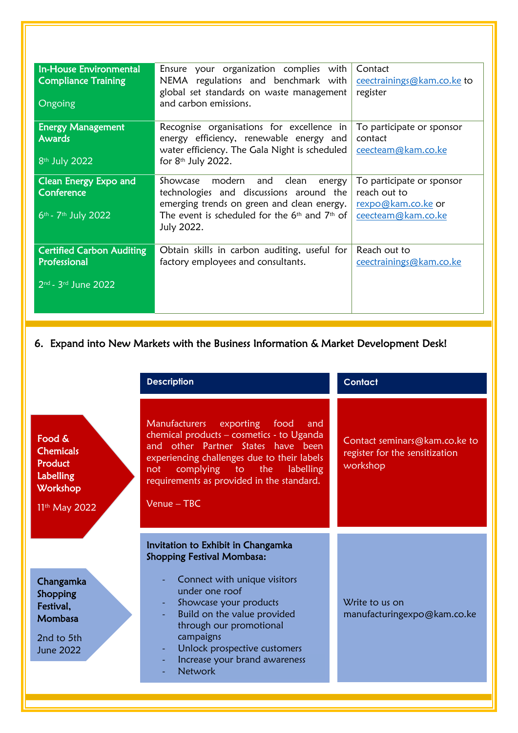| | | |
|---|---|---|
| **In-House Environmental Compliance Training**<br><br>Ongoing | Ensure your organization complies with NEMA regulations and benchmark with global set standards on waste management and carbon emissions. | Contact ceectrainings@kam.co.ke to register |
| **Energy Management Awards**<br><br>8th July 2022 | Recognise organisations for excellence in energy efficiency, renewable energy and water efficiency. The Gala Night is scheduled for 8th July 2022. | To participate or sponsor contact ceecteam@kam.co.ke |
| **Clean Energy Expo and Conference**<br><br>6th - 7th July 2022 | Showcase modern and clean energy technologies and discussions around the emerging trends on green and clean energy. The event is scheduled for the 6th and 7th of July 2022. | To participate or sponsor reach out to rexpo@kam.co.ke or ceecteam@kam.co.ke |
| **Certified Carbon Auditing Professional**<br><br>2nd - 3rd June 2022 | Obtain skills in carbon auditing, useful for factory employees and consultants. | Reach out to ceectrainings@kam.co.ke |

## 6. Expand into New Markets with the Business Information & Market Development Desk!

| | Description | Contact |
|---|---|---|
| **Food & Chemicals Product Labelling Workshop**<br><br>11th May 2022 | Manufacturers exporting food and chemical products – cosmetics - to Uganda and other Partner States have been experiencing challenges due to their labels not complying to the labelling requirements as provided in the standard.<br><br>Venue – TBC | Contact seminars@kam.co.ke to register for the sensitization workshop |
| **Changamka Shopping Festival, Mombasa**<br><br>2nd to 5th June 2022 | **Invitation to Exhibit in Changamka Shopping Festival Mombasa:**<br><br>- Connect with unique visitors under one roof<br>- Showcase your products<br>- Build on the value provided through our promotional campaigns<br>- Unlock prospective customers<br>- Increase your brand awareness<br>- Network | Write to us on manufacturingexpo@kam.co.ke |